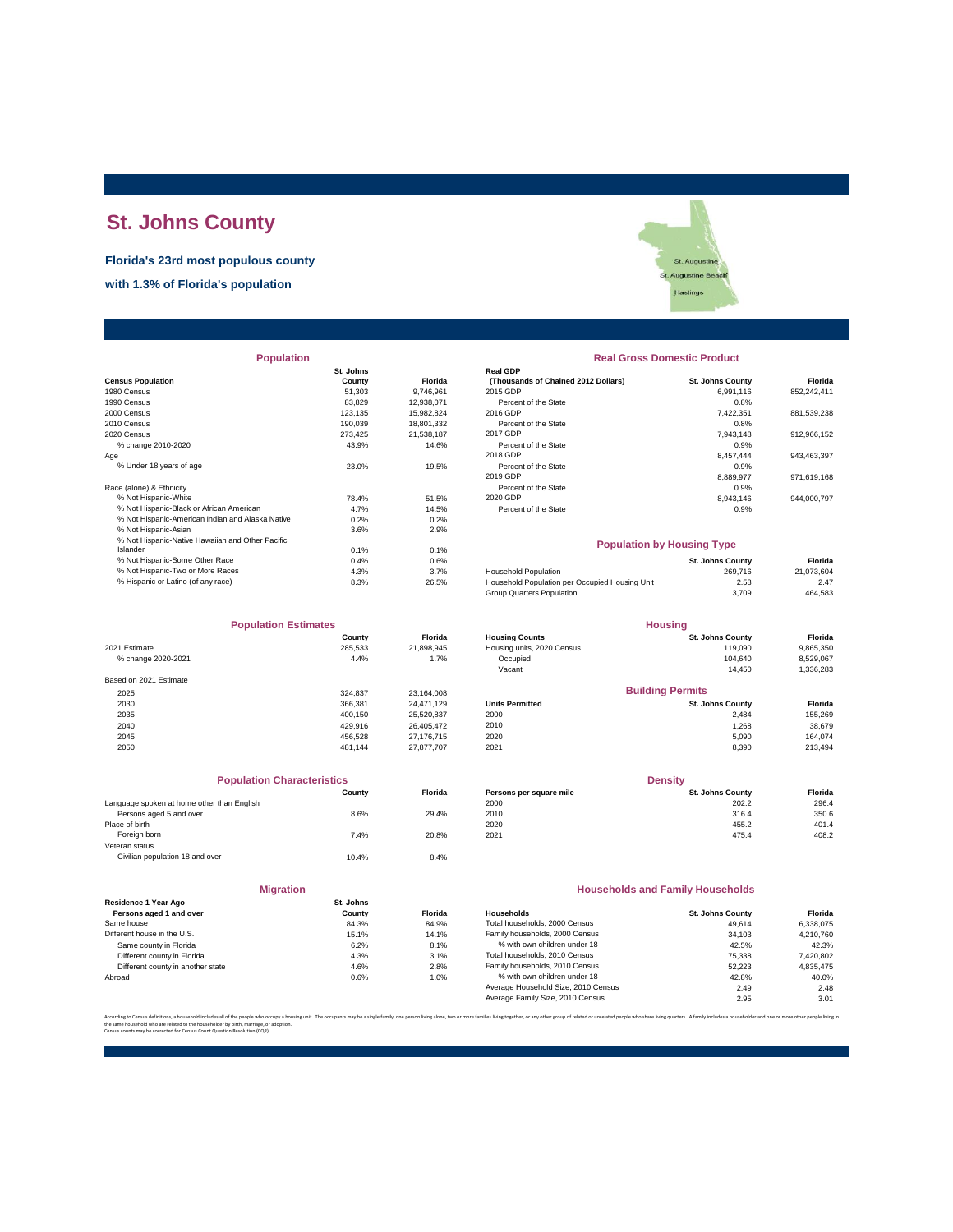# St. Johns County

**Florida's 23rd most populous county**

**with 1.3% of Florida's population**

## Population

| Census Population | St. Johns County | Florida |
|---|---|---|
| 1980 Census | 51,303 | 9,746,961 |
| 1990 Census | 83,829 | 12,938,071 |
| 2000 Census | 123,135 | 15,982,824 |
| 2010 Census | 190,039 | 18,801,332 |
| 2020 Census | 273,425 | 21,538,187 |
| % change 2010-2020 | 43.9% | 14.6% |
| Age | | |
| % Under 18 years of age | 23.0% | 19.5% |
| Race (alone) & Ethnicity | | |
| % Not Hispanic-White | 78.4% | 51.5% |
| % Not Hispanic-Black or African American | 4.7% | 14.5% |
| % Not Hispanic-American Indian and Alaska Native | 0.2% | 0.2% |
| % Not Hispanic-Asian | 3.6% | 2.9% |
| % Not Hispanic-Native Hawaiian and Other Pacific Islander | 0.1% | 0.1% |
| % Not Hispanic-Some Other Race | 0.4% | 0.6% |
| % Not Hispanic-Two or More Races | 4.3% | 3.7% |
| % Hispanic or Latino (of any race) | 8.3% | 26.5% |

## Real Gross Domestic Product

| Real GDP (Thousands of Chained 2012 Dollars) | St. Johns County | Florida |
|---|---|---|
| 2015 GDP | 6,991,116 | 852,242,411 |
| Percent of the State | 0.8% | |
| 2016 GDP | 7,422,351 | 881,539,238 |
| Percent of the State | 0.8% | |
| 2017 GDP | 7,943,148 | 912,966,152 |
| Percent of the State | 0.9% | |
| 2018 GDP | 8,457,444 | 943,463,397 |
| Percent of the State | 0.9% | |
| 2019 GDP | 8,889,977 | 971,619,168 |
| Percent of the State | 0.9% | |
| 2020 GDP | 8,943,146 | 944,000,797 |
| Percent of the State | 0.9% | |

## Population by Housing Type

| | St. Johns County | Florida |
|---|---|---|
| Household Population | 269,716 | 21,073,604 |
| Household Population per Occupied Housing Unit | 2.58 | 2.47 |
| Group Quarters Population | 3,709 | 464,583 |

## Population Estimates

| | County | Florida |
|---|---|---|
| 2021 Estimate | 285,533 | 21,898,945 |
| % change 2020-2021 | 4.4% | 1.7% |
| Based on 2021 Estimate | | |
| 2025 | 324,837 | 23,164,008 |
| 2030 | 366,381 | 24,471,129 |
| 2035 | 400,150 | 25,520,837 |
| 2040 | 429,916 | 26,405,472 |
| 2045 | 456,528 | 27,176,715 |
| 2050 | 481,144 | 27,877,707 |

## Housing

| Housing Counts | St. Johns County | Florida |
|---|---|---|
| Housing units, 2020 Census | 119,090 | 9,865,350 |
| Occupied | 104,640 | 8,529,067 |
| Vacant | 14,450 | 1,336,283 |

## Building Permits

| Units Permitted | St. Johns County | Florida |
|---|---|---|
| 2000 | 2,484 | 155,269 |
| 2010 | 1,268 | 38,679 |
| 2020 | 5,090 | 164,074 |
| 2021 | 8,390 | 213,494 |

## Population Characteristics

| | County | Florida |
|---|---|---|
| Language spoken at home other than English | | |
| Persons aged 5 and over | 8.6% | 29.4% |
| Place of birth | | |
| Foreign born | 7.4% | 20.8% |
| Veteran status | | |
| Civilian population 18 and over | 10.4% | 8.4% |

## Density

| Persons per square mile | St. Johns County | Florida |
|---|---|---|
| 2000 | 202.2 | 296.4 |
| 2010 | 316.4 | 350.6 |
| 2020 | 455.2 | 401.4 |
| 2021 | 475.4 | 408.2 |

## Migration

| Residence 1 Year Ago Persons aged 1 and over | St. Johns County | Florida |
|---|---|---|
| Same house | 84.3% | 84.9% |
| Different house in the U.S. | 15.1% | 14.1% |
| Same county in Florida | 6.2% | 8.1% |
| Different county in Florida | 4.3% | 3.1% |
| Different county in another state | 4.6% | 2.8% |
| Abroad | 0.6% | 1.0% |

## Households and Family Households

| Households | St. Johns County | Florida |
|---|---|---|
| Total households, 2000 Census | 49,614 | 6,338,075 |
| Family households, 2000 Census | 34,103 | 4,210,760 |
| % with own children under 18 | 42.5% | 42.3% |
| Total households, 2010 Census | 75,338 | 7,420,802 |
| Family households, 2010 Census | 52,223 | 4,835,475 |
| % with own children under 18 | 42.8% | 40.0% |
| Average Household Size, 2010 Census | 2.49 | 2.48 |
| Average Family Size, 2010 Census | 2.95 | 3.01 |

According to Census definitions, a household includes all of the people who occupy a housing unit. The occupants may be a single family, one person living alone, two or more families living together, or any other group of related or unrelated people who share living quarters. A family includes a householder and one or more other people living in the same household who are related to the householder by birth, marriage, or adoption.
Census counts may be corrected for Census Count Question Resolution (CQR).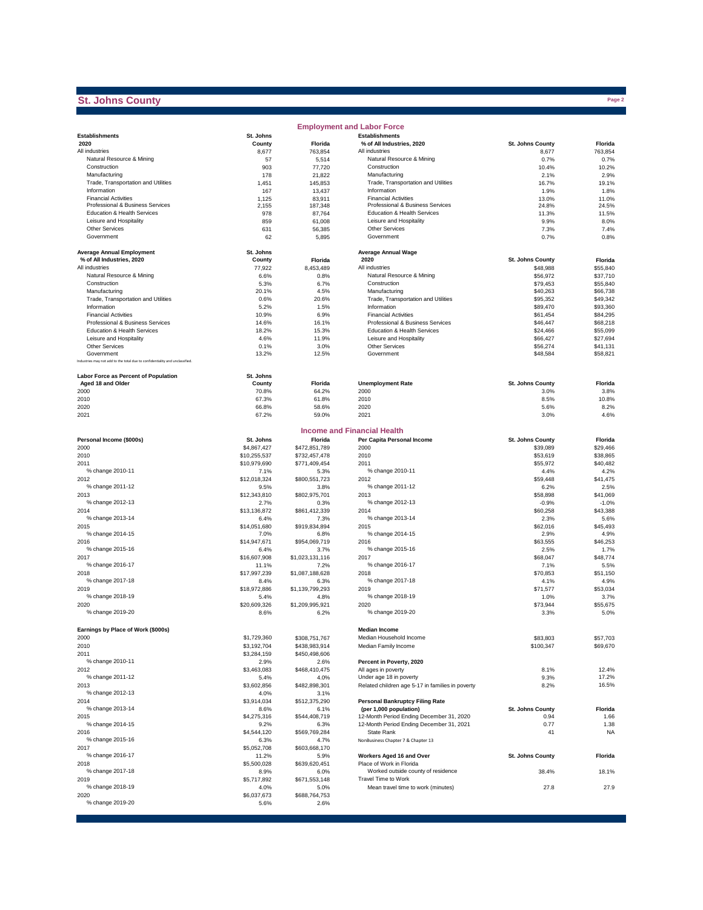# St. Johns County

## Employment and Labor Force

| Establishments 2020 | St. Johns County | Florida |
|---|---|---|
| All industries | 8,677 | 763,854 |
| Natural Resource & Mining | 57 | 5,514 |
| Construction | 903 | 77,720 |
| Manufacturing | 178 | 21,822 |
| Trade, Transportation and Utilities | 1,451 | 145,853 |
| Information | 167 | 13,437 |
| Financial Activities | 1,125 | 83,911 |
| Professional & Business Services | 2,155 | 187,348 |
| Education & Health Services | 978 | 87,764 |
| Leisure and Hospitality | 859 | 61,008 |
| Other Services | 631 | 56,385 |
| Government | 62 | 5,895 |

| Establishments % of All Industries, 2020 | St. Johns County | Florida |
|---|---|---|
| All industries | 8,677 | 763,854 |
| Natural Resource & Mining | 0.7% | 0.7% |
| Construction | 10.4% | 10.2% |
| Manufacturing | 2.1% | 2.9% |
| Trade, Transportation and Utilities | 16.7% | 19.1% |
| Information | 1.9% | 1.8% |
| Financial Activities | 13.0% | 11.0% |
| Professional & Business Services | 24.8% | 24.5% |
| Education & Health Services | 11.3% | 11.5% |
| Leisure and Hospitality | 9.9% | 8.0% |
| Other Services | 7.3% | 7.4% |
| Government | 0.7% | 0.8% |

| Average Annual Employment % of All Industries, 2020 | St. Johns County | Florida |
|---|---|---|
| All industries | 77,922 | 8,453,489 |
| Natural Resource & Mining | 6.6% | 0.8% |
| Construction | 5.3% | 6.7% |
| Manufacturing | 20.1% | 4.5% |
| Trade, Transportation and Utilities | 0.6% | 20.6% |
| Information | 5.2% | 1.5% |
| Financial Activities | 10.9% | 6.9% |
| Professional & Business Services | 14.6% | 16.1% |
| Education & Health Services | 18.2% | 15.3% |
| Leisure and Hospitality | 4.6% | 11.9% |
| Other Services | 0.1% | 3.0% |
| Government | 13.2% | 12.5% |

Industries may not add to the total due to confidentiality and unclassified.

| Average Annual Wage 2020 | St. Johns County | Florida |
|---|---|---|
| All industries | $48,988 | $55,840 |
| Natural Resource & Mining | $56,972 | $37,710 |
| Construction | $79,453 | $55,840 |
| Manufacturing | $40,263 | $66,738 |
| Trade, Transportation and Utilities | $95,352 | $49,342 |
| Information | $89,470 | $93,360 |
| Financial Activities | $61,454 | $84,295 |
| Professional & Business Services | $46,447 | $68,218 |
| Education & Health Services | $24,466 | $55,099 |
| Leisure and Hospitality | $66,427 | $27,694 |
| Other Services | $56,274 | $41,131 |
| Government | $48,584 | $58,821 |

| Labor Force as Percent of Population Aged 18 and Older | St. Johns County | Florida |
|---|---|---|
| 2000 | 70.8% | 64.2% |
| 2010 | 67.3% | 61.8% |
| 2020 | 66.8% | 58.6% |
| 2021 | 67.2% | 59.0% |

| Unemployment Rate | St. Johns County | Florida |
|---|---|---|
| 2000 | 3.0% | 3.8% |
| 2010 | 8.5% | 10.8% |
| 2020 | 5.6% | 8.2% |
| 2021 | 3.0% | 4.6% |

## Income and Financial Health

| Personal Income ($000s) | St. Johns | Florida |
|---|---|---|
| 2000 | $4,867,427 | $472,851,789 |
| 2010 | $10,255,537 | $732,457,478 |
| 2011 | $10,979,690 | $771,409,454 |
| % change 2010-11 | 7.1% | 5.3% |
| 2012 | $12,018,324 | $800,551,723 |
| % change 2011-12 | 9.5% | 3.8% |
| 2013 | $12,343,810 | $802,975,701 |
| % change 2012-13 | 2.7% | 0.3% |
| 2014 | $13,136,872 | $861,412,339 |
| % change 2013-14 | 6.4% | 7.3% |
| 2015 | $14,051,680 | $919,834,894 |
| % change 2014-15 | 7.0% | 6.8% |
| 2016 | $14,947,671 | $954,069,719 |
| % change 2015-16 | 6.4% | 3.7% |
| 2017 | $16,607,908 | $1,023,131,116 |
| % change 2016-17 | 11.1% | 7.2% |
| 2018 | $17,997,239 | $1,087,188,628 |
| % change 2017-18 | 8.4% | 6.3% |
| 2019 | $18,972,886 | $1,139,799,293 |
| % change 2018-19 | 5.4% | 4.8% |
| 2020 | $20,609,326 | $1,209,995,921 |
| % change 2019-20 | 8.6% | 6.2% |

| Per Capita Personal Income | St. Johns County | Florida |
|---|---|---|
| 2000 | $39,089 | $29,466 |
| 2010 | $53,619 | $38,865 |
| 2011 | $55,972 | $40,482 |
| % change 2010-11 | 4.4% | 4.2% |
| 2012 | $59,448 | $41,475 |
| % change 2011-12 | 6.2% | 2.5% |
| 2013 | $58,898 | $41,069 |
| % change 2012-13 | -0.9% | -1.0% |
| 2014 | $60,258 | $43,388 |
| % change 2013-14 | 2.3% | 5.6% |
| 2015 | $62,016 | $45,493 |
| % change 2014-15 | 2.9% | 4.9% |
| 2016 | $63,555 | $46,253 |
| % change 2015-16 | 2.5% | 1.7% |
| 2017 | $68,047 | $48,774 |
| % change 2016-17 | 7.1% | 5.5% |
| 2018 | $70,853 | $51,150 |
| % change 2017-18 | 4.1% | 4.9% |
| 2019 | $71,577 | $53,034 |
| % change 2018-19 | 1.0% | 3.7% |
| 2020 | $73,944 | $55,675 |
| % change 2019-20 | 3.3% | 5.0% |

| Earnings by Place of Work ($000s) | St. Johns | Florida |
|---|---|---|
| 2000 | $1,729,360 | $308,751,767 |
| 2010 | $3,192,704 | $438,983,914 |
| 2011 | $3,284,159 | $450,498,606 |
| % change 2010-11 | 2.9% | 2.6% |
| 2012 | $3,463,083 | $468,410,475 |
| % change 2011-12 | 5.4% | 4.0% |
| 2013 | $3,602,856 | $482,898,301 |
| % change 2012-13 | 4.0% | 3.1% |
| 2014 | $3,914,034 | $512,375,290 |
| % change 2013-14 | 8.6% | 6.1% |
| 2015 | $4,275,316 | $544,408,719 |
| % change 2014-15 | 9.2% | 6.3% |
| 2016 | $4,544,120 | $569,769,284 |
| % change 2015-16 | 6.3% | 4.7% |
| 2017 | $5,052,708 | $603,668,170 |
| % change 2016-17 | 11.2% | 5.9% |
| 2018 | $5,500,028 | $639,620,451 |
| % change 2017-18 | 8.9% | 6.0% |
| 2019 | $5,717,892 | $671,553,148 |
| % change 2018-19 | 4.0% | 5.0% |
| 2020 | $6,037,673 | $688,764,753 |
| % change 2019-20 | 5.6% | 2.6% |

| Median Income | St. Johns County | Florida |
|---|---|---|
| Median Household Income | $83,803 | $57,703 |
| Median Family Income | $100,347 | $69,670 |

| Percent in Poverty, 2020 | St. Johns County | Florida |
|---|---|---|
| All ages in poverty | 8.1% | 12.4% |
| Under age 18 in poverty | 9.3% | 17.2% |
| Related children age 5-17 in families in poverty | 8.2% | 16.5% |

| Personal Bankruptcy Filing Rate (per 1,000 population) | St. Johns County | Florida |
|---|---|---|
| 12-Month Period Ending December 31, 2020 | 0.94 | 1.66 |
| 12-Month Period Ending December 31, 2021 | 0.77 | 1.38 |
| State Rank | 41 | NA |

NonBusiness Chapter 7 & Chapter 13

| Workers Aged 16 and Over | St. Johns County | Florida |
|---|---|---|
| Place of Work in Florida | | |
| Worked outside county of residence | 38.4% | 18.1% |
| Travel Time to Work | | |
| Mean travel time to work (minutes) | 27.8 | 27.9 |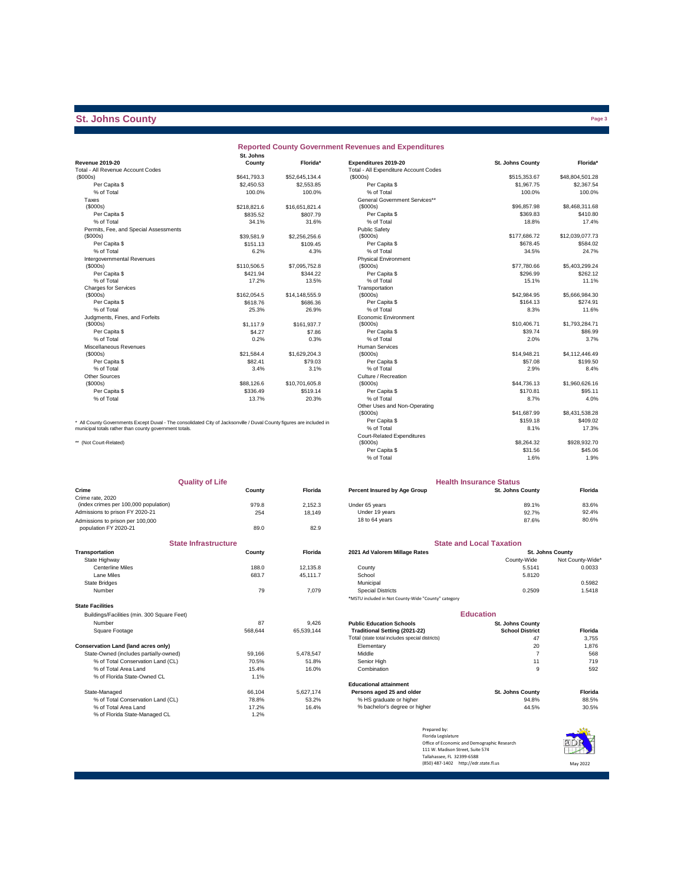# St. Johns County

## Reported County Government Revenues and Expenditures

| Revenue 2019-20 | St. Johns County | Florida* |
|---|---|---|
| Total - All Revenue Account Codes | | |
| ($000s) | $641,793.3 | $52,645,134.4 |
| Per Capita $ | $2,450.53 | $2,553.85 |
| % of Total | 100.0% | 100.0% |
| Taxes | | |
| ($000s) | $218,821.6 | $16,651,821.4 |
| Per Capita $ | $835.52 | $807.79 |
| % of Total | 34.1% | 31.6% |
| Permits, Fee, and Special Assessments | | |
| ($000s) | $39,581.9 | $2,256,256.6 |
| Per Capita $ | $151.13 | $109.45 |
| % of Total | 6.2% | 4.3% |
| Intergovernmental Revenues | | |
| ($000s) | $110,506.5 | $7,095,752.8 |
| Per Capita $ | $421.94 | $344.22 |
| % of Total | 17.2% | 13.5% |
| Charges for Services | | |
| ($000s) | $162,054.5 | $14,148,555.9 |
| Per Capita $ | $618.76 | $686.36 |
| % of Total | 25.3% | 26.9% |
| Judgments, Fines, and Forfeits | | |
| ($000s) | $1,117.9 | $161,937.7 |
| Per Capita $ | $4.27 | $7.86 |
| % of Total | 0.2% | 0.3% |
| Miscellaneous Revenues | | |
| ($000s) | $21,584.4 | $1,629,204.3 |
| Per Capita $ | $82.41 | $79.03 |
| % of Total | 3.4% | 3.1% |
| Other Sources | | |
| ($000s) | $88,126.6 | $10,701,605.8 |
| Per Capita $ | $336.49 | $519.14 |
| % of Total | 13.7% | 20.3% |

\* All County Governments Except Duval - The consolidated City of Jacksonville / Duval County figures are included in municipal totals rather than county government totals.

\*\* (Not Court-Related)

| Expenditures 2019-20 | St. Johns County | Florida* |
|---|---|---|
| Total - All Expenditure Account Codes | | |
| ($000s) | $515,353.67 | $48,804,501.28 |
| Per Capita $ | $1,967.75 | $2,367.54 |
| % of Total | 100.0% | 100.0% |
| General Government Services** | | |
| ($000s) | $96,857.98 | $8,468,311.68 |
| Per Capita $ | $369.83 | $410.80 |
| % of Total | 18.8% | 17.4% |
| Public Safety | | |
| ($000s) | $177,686.72 | $12,039,077.73 |
| Per Capita $ | $678.45 | $584.02 |
| % of Total | 34.5% | 24.7% |
| Physical Environment | | |
| ($000s) | $77,780.66 | $5,403,299.24 |
| Per Capita $ | $296.99 | $262.12 |
| % of Total | 15.1% | 11.1% |
| Transportation | | |
| ($000s) | $42,984.95 | $5,666,984.30 |
| Per Capita $ | $164.13 | $274.91 |
| % of Total | 8.3% | 11.6% |
| Economic Environment | | |
| ($000s) | $10,406.71 | $1,793,284.71 |
| Per Capita $ | $39.74 | $86.99 |
| % of Total | 2.0% | 3.7% |
| Human Services | | |
| ($000s) | $14,948.21 | $4,112,446.49 |
| Per Capita $ | $57.08 | $199.50 |
| % of Total | 2.9% | 8.4% |
| Culture / Recreation | | |
| ($000s) | $44,736.13 | $1,960,626.16 |
| Per Capita $ | $170.81 | $95.11 |
| % of Total | 8.7% | 4.0% |
| Other Uses and Non-Operating | | |
| ($000s) | $41,687.99 | $8,431,538.28 |
| Per Capita $ | $159.18 | $409.02 |
| % of Total | 8.1% | 17.3% |
| Court-Related Expenditures | | |
| ($000s) | $8,264.32 | $928,932.70 |
| Per Capita $ | $31.56 | $45.06 |
| % of Total | 1.6% | 1.9% |

## Quality of Life

| Crime | County | Florida |
|---|---|---|
| Crime rate, 2020 (index crimes per 100,000 population) | 979.8 | 2,152.3 |
| Admissions to prison FY 2020-21 | 254 | 18,149 |
| Admissions to prison per 100,000 population FY 2020-21 | 89.0 | 82.9 |

## Health Insurance Status

| Percent Insured by Age Group | St. Johns County | Florida |
|---|---|---|
| Under 65 years | 89.1% | 83.6% |
| Under 19 years | 92.7% | 92.4% |
| 18 to 64 years | 87.6% | 80.6% |

## State Infrastructure

| Transportation | County | Florida |
|---|---|---|
| State Highway | | |
| Centerline Miles | 188.0 | 12,135.8 |
| Lane Miles | 683.7 | 45,111.7 |
| State Bridges | | |
| Number | 79 | 7,079 |

**State Facilities**

| Buildings/Facilities (min. 300 Square Feet) | County | Florida |
|---|---|---|
| Number | 87 | 9,426 |
| Square Footage | 568,644 | 65,539,144 |

| Conservation Land (land acres only) | County | Florida |
|---|---|---|
| State-Owned (includes partially-owned) | 59,166 | 5,478,547 |
| % of Total Conservation Land (CL) | 70.5% | 51.8% |
| % of Total Area Land | 15.4% | 16.0% |
| % of Florida State-Owned CL | 1.1% | |
| State-Managed | 66,104 | 5,627,174 |
| % of Total Conservation Land (CL) | 78.8% | 53.2% |
| % of Total Area Land | 17.2% | 16.4% |
| % of Florida State-Managed CL | 1.2% | |

## State and Local Taxation

| 2021 Ad Valorem Millage Rates | St. Johns County County-Wide | St. Johns County Not County-Wide* |
|---|---|---|
| County | 5.5141 | 0.0033 |
| School | 5.8120 | |
| Municipal | | 0.5982 |
| Special Districts | 0.2509 | 1.5418 |

*MSTU included in Not County-Wide "County" category

## Education

| Public Education Schools Traditional Setting (2021-22) | St. Johns County School District | Florida |
|---|---|---|
| Total (state total includes special districts) | 47 | 3,755 |
| Elementary | 20 | 1,876 |
| Middle | 7 | 568 |
| Senior High | 11 | 719 |
| Combination | 9 | 592 |

| Educational attainment Persons aged 25 and older | St. Johns County | Florida |
|---|---|---|
| % HS graduate or higher | 94.8% | 88.5% |
| % bachelor's degree or higher | 44.5% | 30.5% |

Prepared by:
Florida Legislature
Office of Economic and Demographic Research
111 W. Madison Street, Suite 574
Tallahassee, FL 32399-6588
(850) 487-1402 http://edr.state.fl.us

May 2022